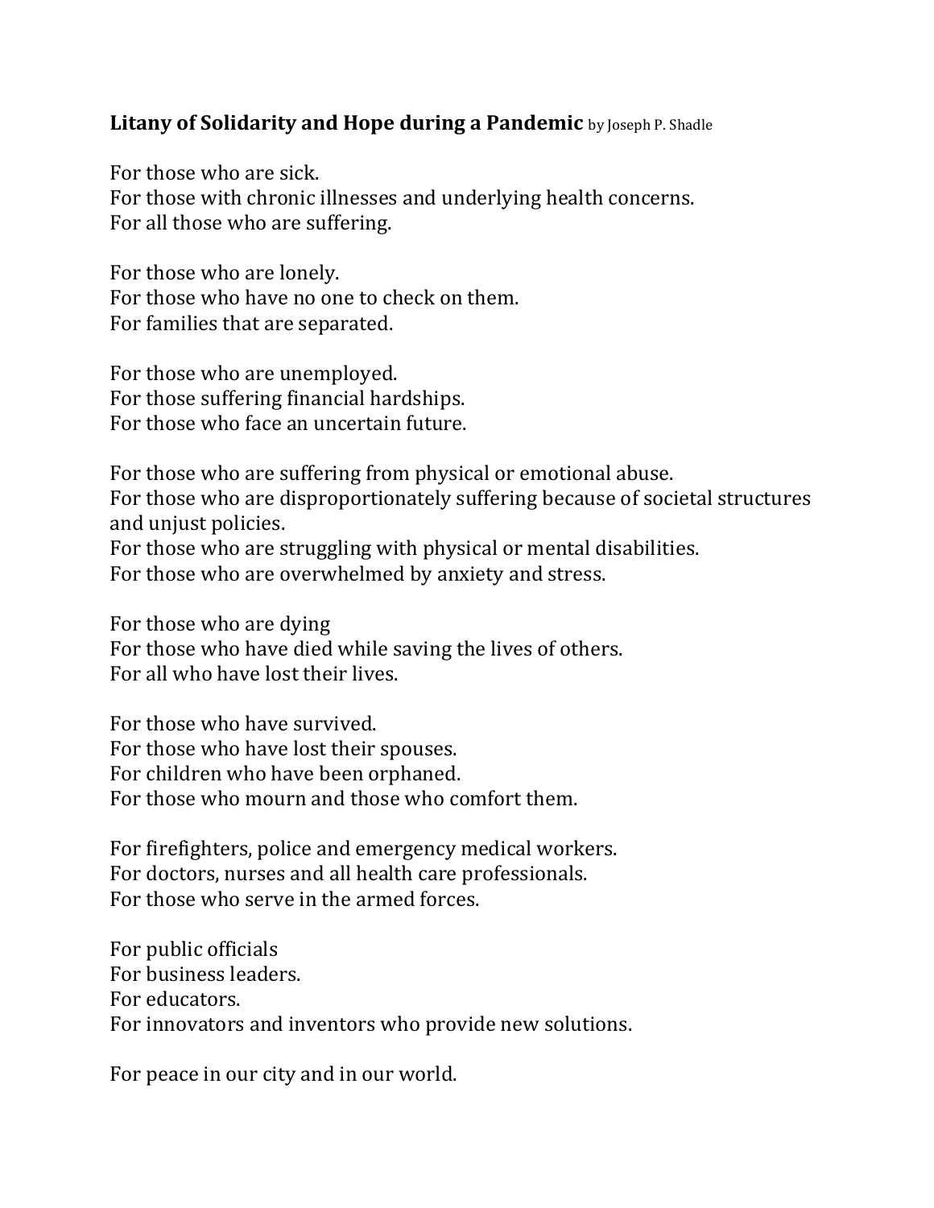**Litany of Solidarity and Hope during a Pandemic** by Joseph P. Shadle

For those who are sick.
For those with chronic illnesses and underlying health concerns.
For all those who are suffering.

For those who are lonely.
For those who have no one to check on them.
For families that are separated.

For those who are unemployed.
For those suffering financial hardships.
For those who face an uncertain future.

For those who are suffering from physical or emotional abuse.
For those who are disproportionately suffering because of societal structures and unjust policies.
For those who are struggling with physical or mental disabilities.
For those who are overwhelmed by anxiety and stress.

For those who are dying
For those who have died while saving the lives of others.
For all who have lost their lives.

For those who have survived.
For those who have lost their spouses.
For children who have been orphaned.
For those who mourn and those who comfort them.

For firefighters, police and emergency medical workers.
For doctors, nurses and all health care professionals.
For those who serve in the armed forces.

For public officials
For business leaders.
For educators.
For innovators and inventors who provide new solutions.

For peace in our city and in our world.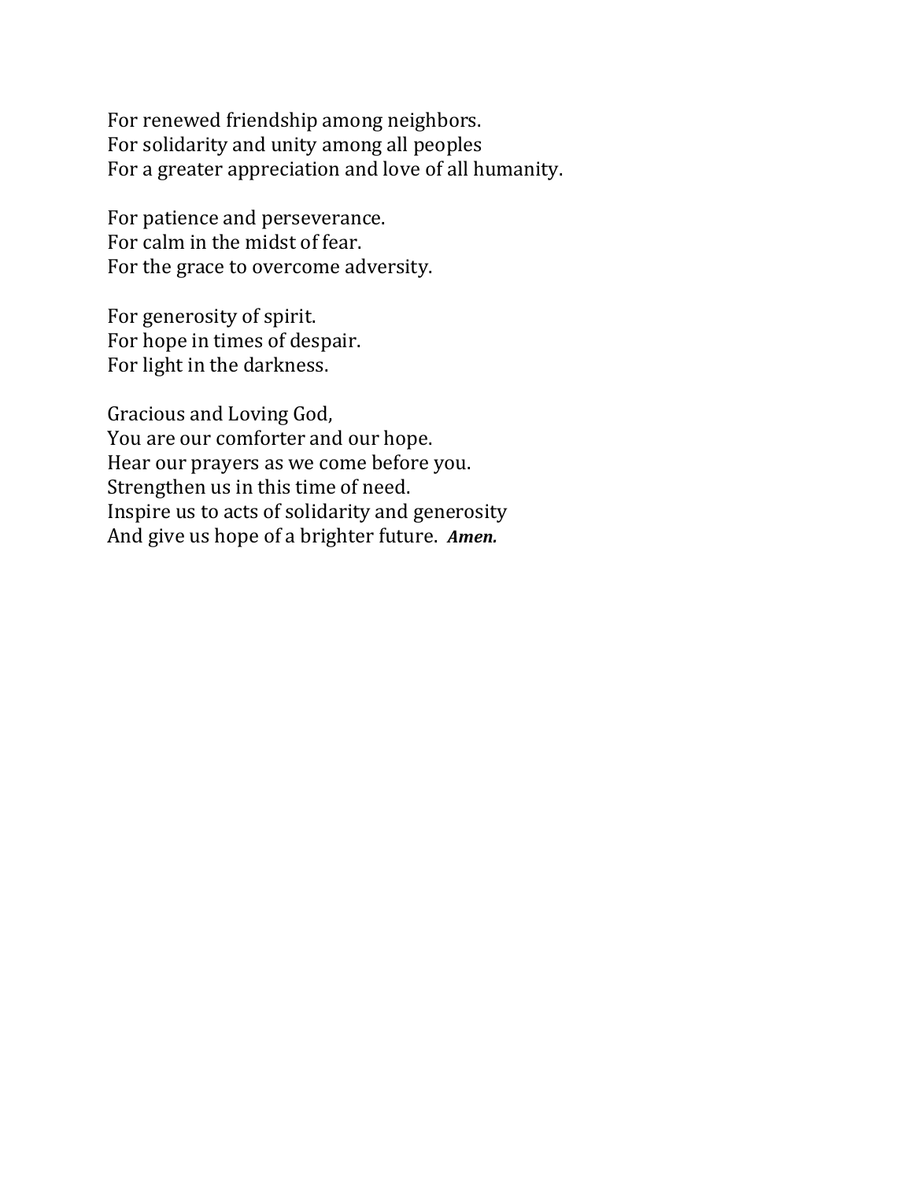For renewed friendship among neighbors.  
For solidarity and unity among all peoples  
For a greater appreciation and love of all humanity.

For patience and perseverance.  
For calm in the midst of fear.  
For the grace to overcome adversity.

For generosity of spirit.  
For hope in times of despair.  
For light in the darkness.

Gracious and Loving God,  
You are our comforter and our hope.  
Hear our prayers as we come before you.  
Strengthen us in this time of need.  
Inspire us to acts of solidarity and generosity  
And give us hope of a brighter future. ***Amen.***